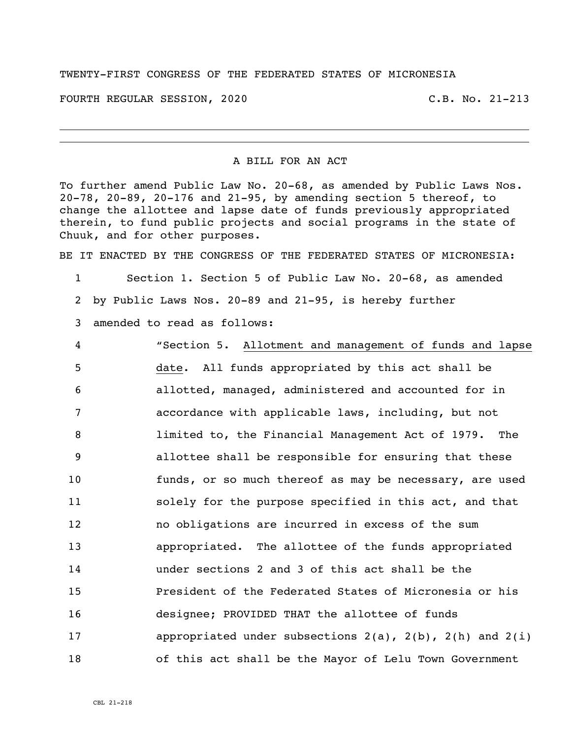TWENTY-FIRST CONGRESS OF THE FEDERATED STATES OF MICRONESIA

FOURTH REGULAR SESSION, 2020 C.B. No. 21-213

---

A BILL FOR AN ACT

To further amend Public Law No. 20-68, as amended by Public Laws Nos. 20-78, 20-89, 20-176 and 21-95, by amending section 5 thereof, to change the allottee and lapse date of funds previously appropriated therein, to fund public projects and social programs in the state of Chuuk, and for other purposes.

BE IT ENACTED BY THE CONGRESS OF THE FEDERATED STATES OF MICRONESIA:

1 Section 1. Section 5 of Public Law No. 20-68, as amended
2 by Public Laws Nos. 20-89 and 21-95, is hereby further
3 amended to read as follows:

4 "Section 5. Allotment and management of funds and lapse
5 date. All funds appropriated by this act shall be
6 allotted, managed, administered and accounted for in
7 accordance with applicable laws, including, but not
8 limited to, the Financial Management Act of 1979. The
9 allottee shall be responsible for ensuring that these
10 funds, or so much thereof as may be necessary, are used
11 solely for the purpose specified in this act, and that
12 no obligations are incurred in excess of the sum
13 appropriated. The allottee of the funds appropriated
14 under sections 2 and 3 of this act shall be the
15 President of the Federated States of Micronesia or his
16 designee; PROVIDED THAT the allottee of funds
17 appropriated under subsections 2(a), 2(b), 2(h) and 2(i)
18 of this act shall be the Mayor of Lelu Town Government

CBL 21-218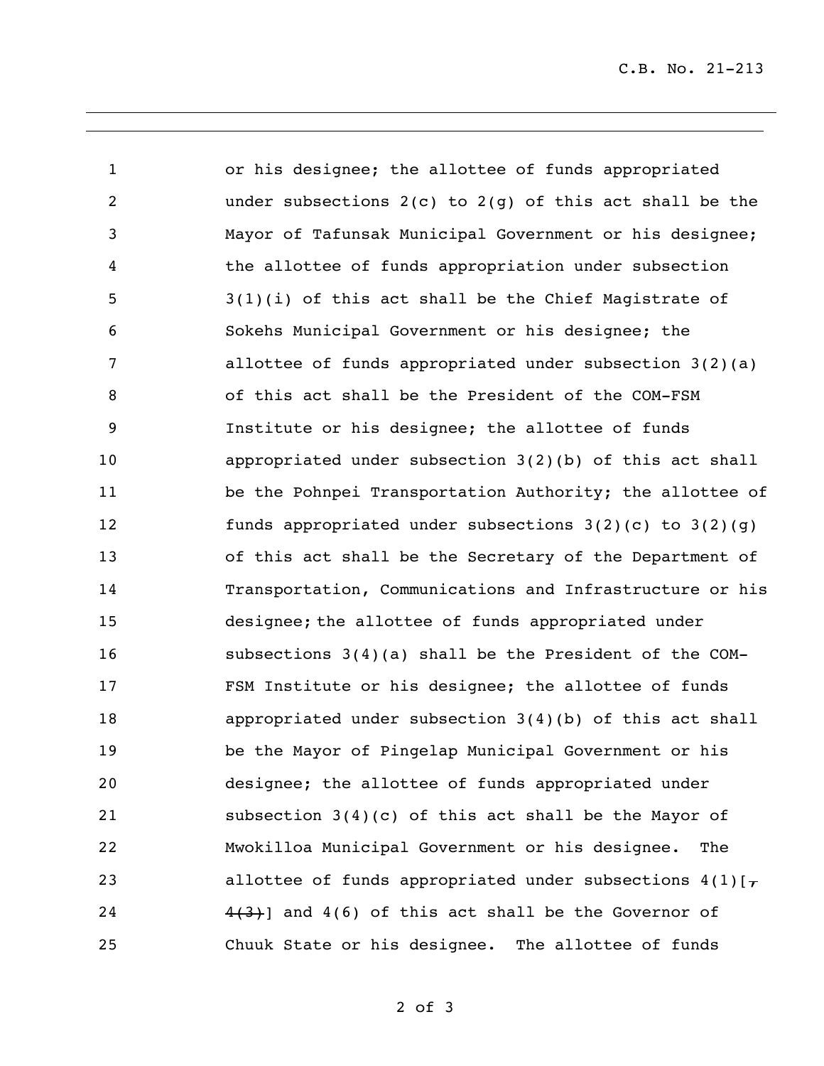or his designee; the allottee of funds appropriated under subsections 2(c) to 2(g) of this act shall be the Mayor of Tafunsak Municipal Government or his designee; the allottee of funds appropriation under subsection 3(1)(i) of this act shall be the Chief Magistrate of Sokehs Municipal Government or his designee; the allottee of funds appropriated under subsection 3(2)(a) of this act shall be the President of the COM-FSM Institute or his designee; the allottee of funds appropriated under subsection 3(2)(b) of this act shall be the Pohnpei Transportation Authority; the allottee of funds appropriated under subsections 3(2)(c) to 3(2)(g) of this act shall be the Secretary of the Department of Transportation, Communications and Infrastructure or his designee; the allottee of funds appropriated under subsections 3(4)(a) shall be the President of the COM-FSM Institute or his designee; the allottee of funds appropriated under subsection 3(4)(b) of this act shall be the Mayor of Pingelap Municipal Government or his designee; the allottee of funds appropriated under subsection 3(4)(c) of this act shall be the Mayor of Mwokilloa Municipal Government or his designee. The allottee of funds appropriated under subsections 4(1)[~~, 4(3)~~] and 4(6) of this act shall be the Governor of Chuuk State or his designee. The allottee of funds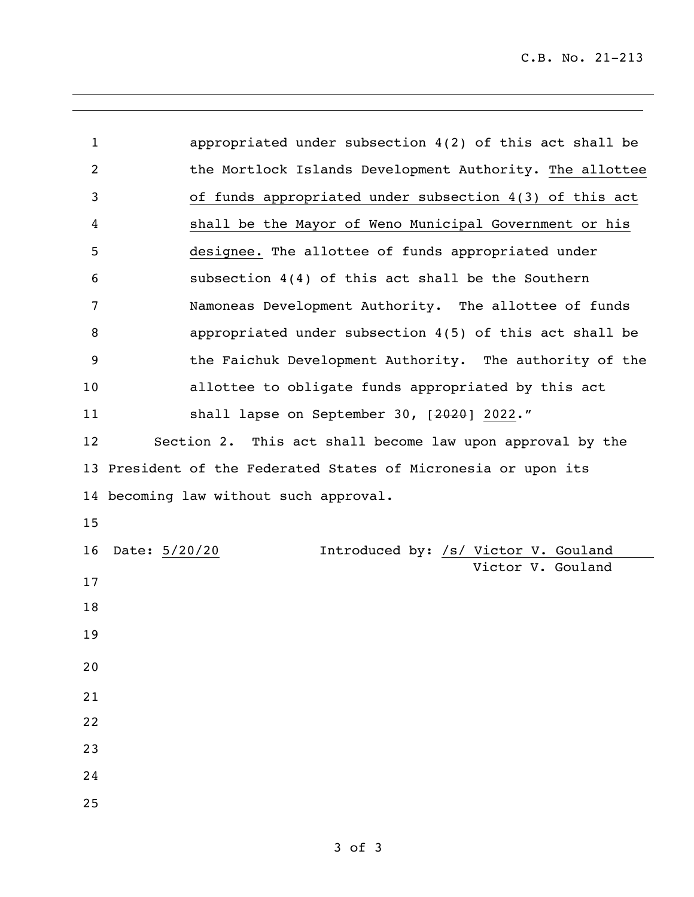appropriated under subsection 4(2) of this act shall be the Mortlock Islands Development Authority. <u>The allottee of funds appropriated under subsection 4(3) of this act shall be the Mayor of Weno Municipal Government or his designee.</u> The allottee of funds appropriated under subsection 4(4) of this act shall be the Southern Namoneas Development Authority. The allottee of funds appropriated under subsection 4(5) of this act shall be the Faichuk Development Authority. The authority of the allottee to obligate funds appropriated by this act shall lapse on September 30, [~~2020~~] <u>2022</u>."

Section 2. This act shall become law upon approval by the President of the Federated States of Micronesia or upon its becoming law without such approval.

Date: <u>5/20/20</u>

Introduced by: <u>/s/ Victor V. Gouland</u>
Victor V. Gouland